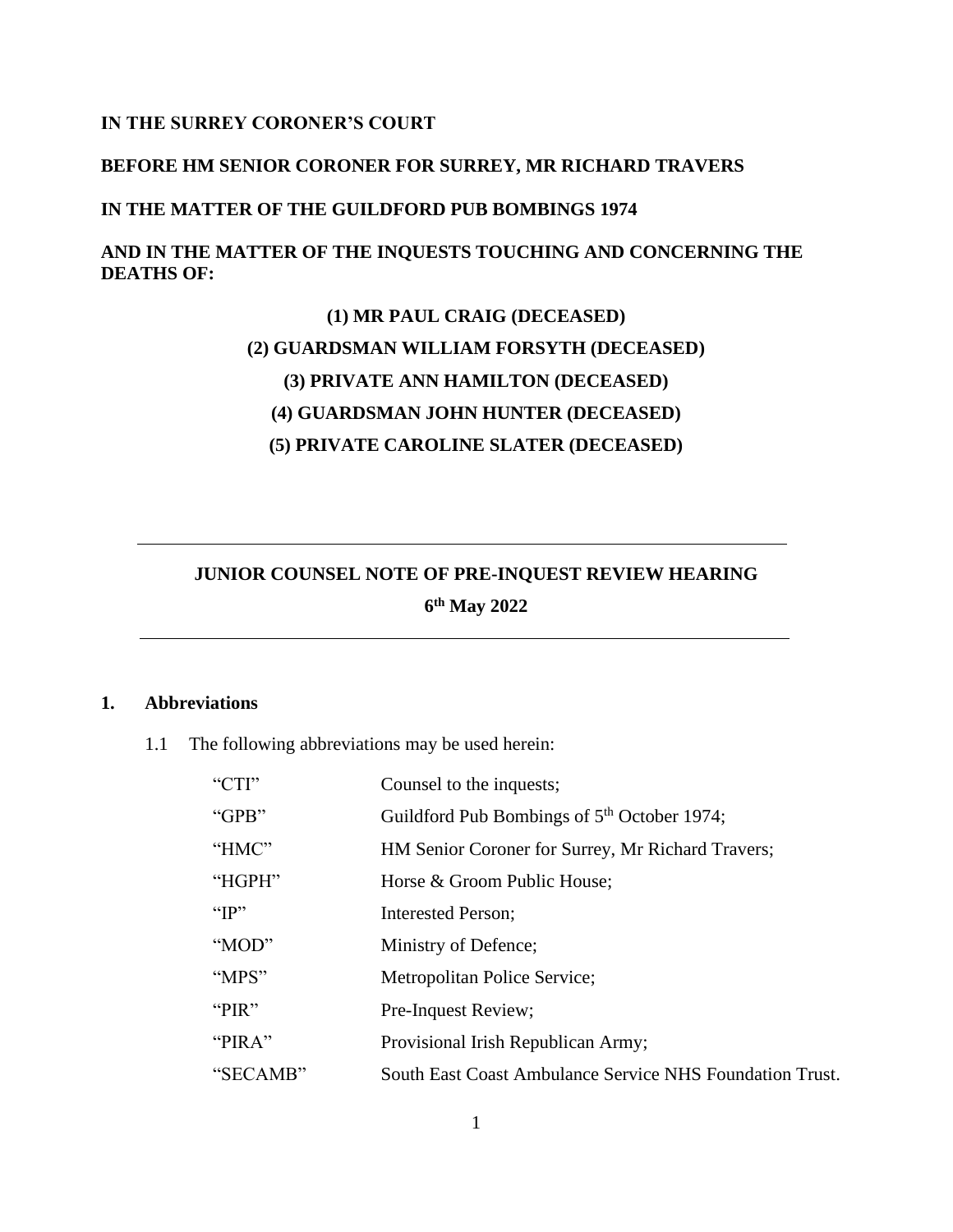**IN THE SURREY CORONER'S COURT**

**BEFORE HM SENIOR CORONER FOR SURREY, MR RICHARD TRAVERS**

**IN THE MATTER OF THE GUILDFORD PUB BOMBINGS 1974**

**AND IN THE MATTER OF THE INQUESTS TOUCHING AND CONCERNING THE DEATHS OF:**

**(1) MR PAUL CRAIG (DECEASED)**

**(2) GUARDSMAN WILLIAM FORSYTH (DECEASED)**

**(3) PRIVATE ANN HAMILTON (DECEASED)**

**(4) GUARDSMAN JOHN HUNTER (DECEASED)**

**(5) PRIVATE CAROLINE SLATER (DECEASED)**

---

**JUNIOR COUNSEL NOTE OF PRE-INQUEST REVIEW HEARING**

**6th May 2022**

---

## 1. Abbreviations

1.1 The following abbreviations may be used herein:

| | |
|---|---|
| "CTI" | Counsel to the inquests; |
| "GPB" | Guildford Pub Bombings of 5th October 1974; |
| "HMC" | HM Senior Coroner for Surrey, Mr Richard Travers; |
| "HGPH" | Horse & Groom Public House; |
| "IP" | Interested Person; |
| "MOD" | Ministry of Defence; |
| "MPS" | Metropolitan Police Service; |
| "PIR" | Pre-Inquest Review; |
| "PIRA" | Provisional Irish Republican Army; |
| "SECAMB" | South East Coast Ambulance Service NHS Foundation Trust. |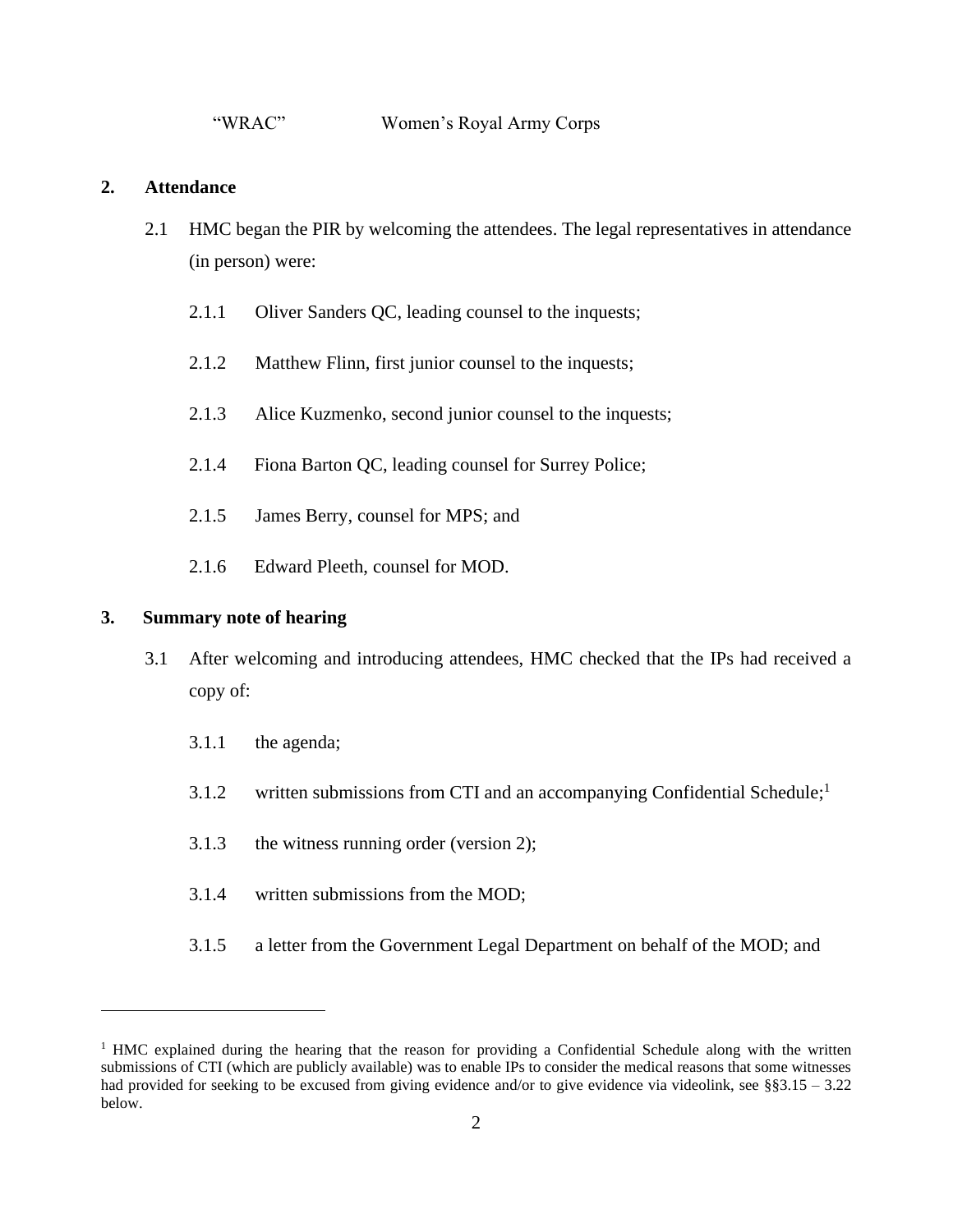"WRAC" Women's Royal Army Corps

## 2. Attendance

2.1 HMC began the PIR by welcoming the attendees. The legal representatives in attendance (in person) were:

2.1.1 Oliver Sanders QC, leading counsel to the inquests;

2.1.2 Matthew Flinn, first junior counsel to the inquests;

2.1.3 Alice Kuzmenko, second junior counsel to the inquests;

2.1.4 Fiona Barton QC, leading counsel for Surrey Police;

2.1.5 James Berry, counsel for MPS; and

2.1.6 Edward Pleeth, counsel for MOD.

## 3. Summary note of hearing

3.1 After welcoming and introducing attendees, HMC checked that the IPs had received a copy of:

3.1.1 the agenda;

3.1.2 written submissions from CTI and an accompanying Confidential Schedule;[1]

3.1.3 the witness running order (version 2);

3.1.4 written submissions from the MOD;

3.1.5 a letter from the Government Legal Department on behalf of the MOD; and

---

[1] HMC explained during the hearing that the reason for providing a Confidential Schedule along with the written submissions of CTI (which are publicly available) was to enable IPs to consider the medical reasons that some witnesses had provided for seeking to be excused from giving evidence and/or to give evidence via videolink, see §§3.15 – 3.22 below.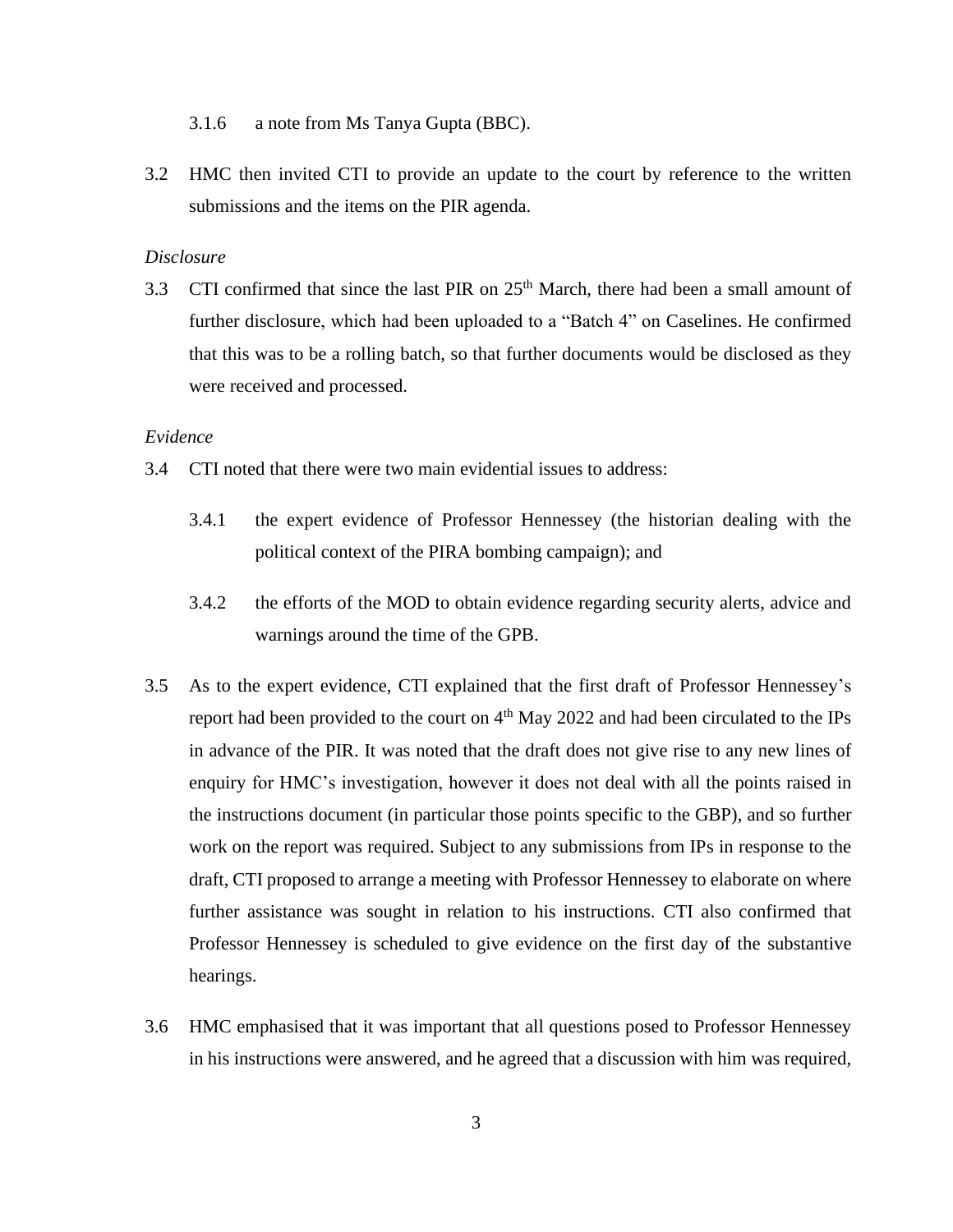3.1.6 a note from Ms Tanya Gupta (BBC).

3.2 HMC then invited CTI to provide an update to the court by reference to the written submissions and the items on the PIR agenda.

*Disclosure*

3.3 CTI confirmed that since the last PIR on 25th March, there had been a small amount of further disclosure, which had been uploaded to a "Batch 4" on Caselines. He confirmed that this was to be a rolling batch, so that further documents would be disclosed as they were received and processed.

*Evidence*

3.4 CTI noted that there were two main evidential issues to address:

3.4.1 the expert evidence of Professor Hennessey (the historian dealing with the political context of the PIRA bombing campaign); and

3.4.2 the efforts of the MOD to obtain evidence regarding security alerts, advice and warnings around the time of the GPB.

3.5 As to the expert evidence, CTI explained that the first draft of Professor Hennessey's report had been provided to the court on 4th May 2022 and had been circulated to the IPs in advance of the PIR. It was noted that the draft does not give rise to any new lines of enquiry for HMC's investigation, however it does not deal with all the points raised in the instructions document (in particular those points specific to the GBP), and so further work on the report was required. Subject to any submissions from IPs in response to the draft, CTI proposed to arrange a meeting with Professor Hennessey to elaborate on where further assistance was sought in relation to his instructions. CTI also confirmed that Professor Hennessey is scheduled to give evidence on the first day of the substantive hearings.

3.6 HMC emphasised that it was important that all questions posed to Professor Hennessey in his instructions were answered, and he agreed that a discussion with him was required,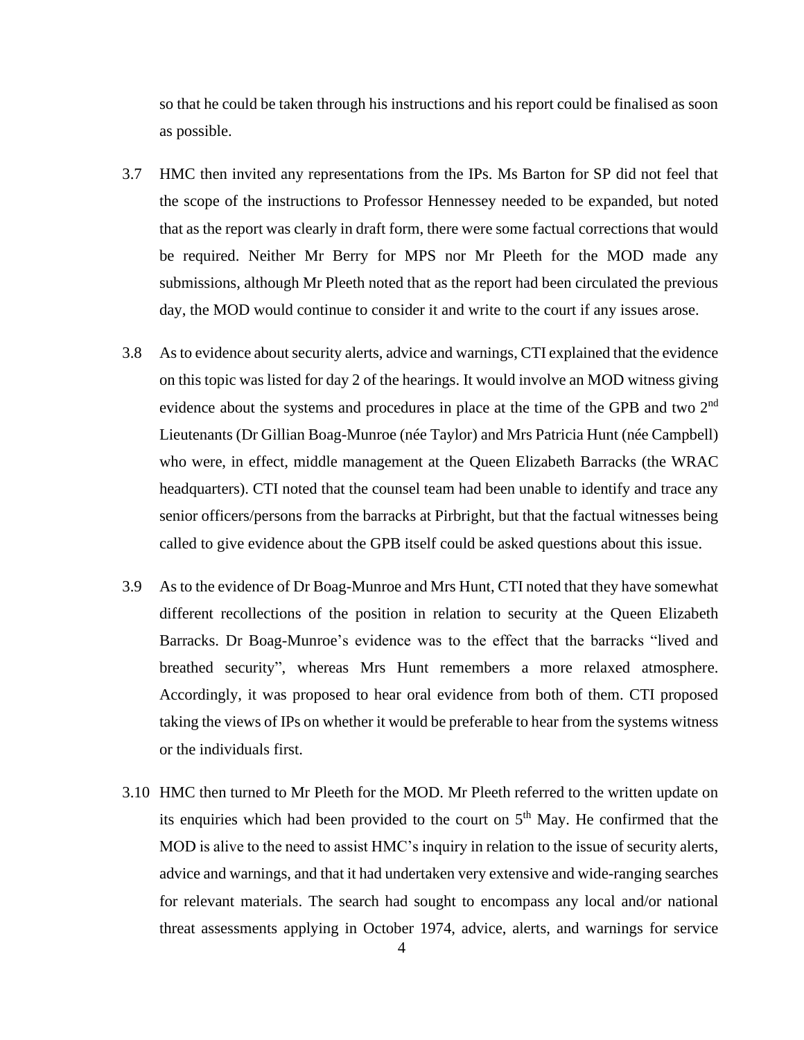so that he could be taken through his instructions and his report could be finalised as soon as possible.

3.7 HMC then invited any representations from the IPs. Ms Barton for SP did not feel that the scope of the instructions to Professor Hennessey needed to be expanded, but noted that as the report was clearly in draft form, there were some factual corrections that would be required. Neither Mr Berry for MPS nor Mr Pleeth for the MOD made any submissions, although Mr Pleeth noted that as the report had been circulated the previous day, the MOD would continue to consider it and write to the court if any issues arose.

3.8 As to evidence about security alerts, advice and warnings, CTI explained that the evidence on this topic was listed for day 2 of the hearings. It would involve an MOD witness giving evidence about the systems and procedures in place at the time of the GPB and two 2nd Lieutenants (Dr Gillian Boag-Munroe (née Taylor) and Mrs Patricia Hunt (née Campbell) who were, in effect, middle management at the Queen Elizabeth Barracks (the WRAC headquarters). CTI noted that the counsel team had been unable to identify and trace any senior officers/persons from the barracks at Pirbright, but that the factual witnesses being called to give evidence about the GPB itself could be asked questions about this issue.

3.9 As to the evidence of Dr Boag-Munroe and Mrs Hunt, CTI noted that they have somewhat different recollections of the position in relation to security at the Queen Elizabeth Barracks. Dr Boag-Munroe's evidence was to the effect that the barracks "lived and breathed security", whereas Mrs Hunt remembers a more relaxed atmosphere. Accordingly, it was proposed to hear oral evidence from both of them. CTI proposed taking the views of IPs on whether it would be preferable to hear from the systems witness or the individuals first.

3.10 HMC then turned to Mr Pleeth for the MOD. Mr Pleeth referred to the written update on its enquiries which had been provided to the court on 5th May. He confirmed that the MOD is alive to the need to assist HMC's inquiry in relation to the issue of security alerts, advice and warnings, and that it had undertaken very extensive and wide-ranging searches for relevant materials. The search had sought to encompass any local and/or national threat assessments applying in October 1974, advice, alerts, and warnings for service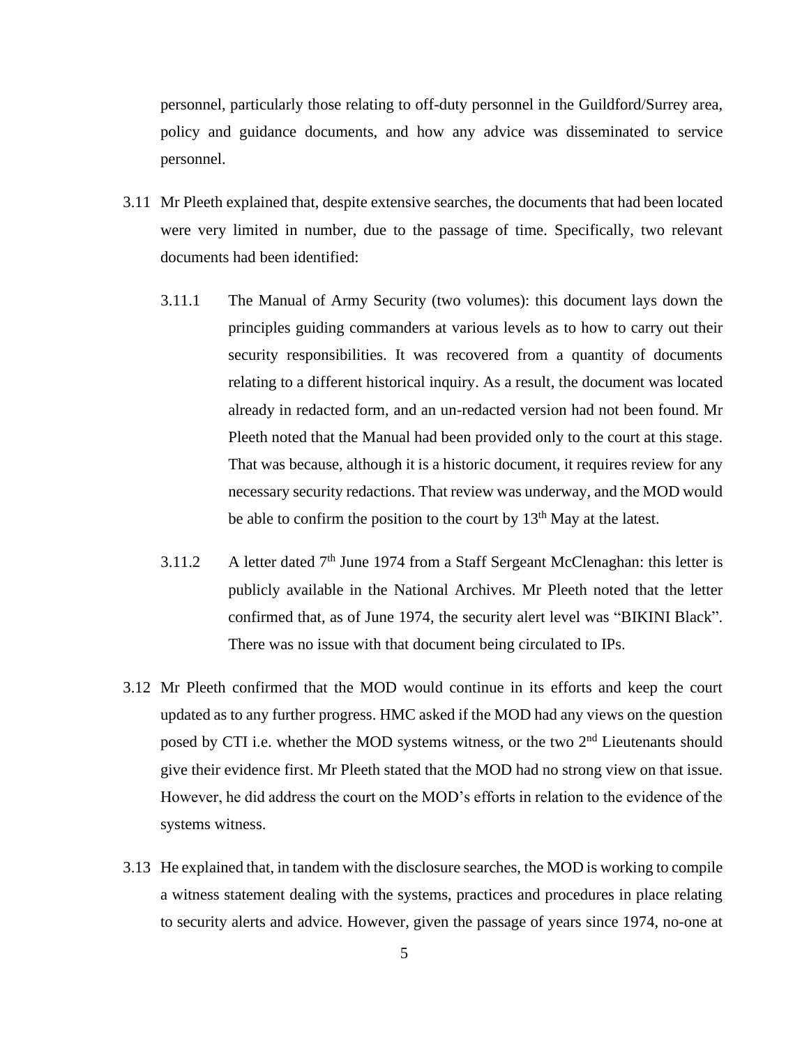personnel, particularly those relating to off-duty personnel in the Guildford/Surrey area, policy and guidance documents, and how any advice was disseminated to service personnel.

3.11 Mr Pleeth explained that, despite extensive searches, the documents that had been located were very limited in number, due to the passage of time. Specifically, two relevant documents had been identified:

3.11.1 The Manual of Army Security (two volumes): this document lays down the principles guiding commanders at various levels as to how to carry out their security responsibilities. It was recovered from a quantity of documents relating to a different historical inquiry. As a result, the document was located already in redacted form, and an un-redacted version had not been found. Mr Pleeth noted that the Manual had been provided only to the court at this stage. That was because, although it is a historic document, it requires review for any necessary security redactions. That review was underway, and the MOD would be able to confirm the position to the court by 13th May at the latest.

3.11.2 A letter dated 7th June 1974 from a Staff Sergeant McClenaghan: this letter is publicly available in the National Archives. Mr Pleeth noted that the letter confirmed that, as of June 1974, the security alert level was "BIKINI Black". There was no issue with that document being circulated to IPs.

3.12 Mr Pleeth confirmed that the MOD would continue in its efforts and keep the court updated as to any further progress. HMC asked if the MOD had any views on the question posed by CTI i.e. whether the MOD systems witness, or the two 2nd Lieutenants should give their evidence first. Mr Pleeth stated that the MOD had no strong view on that issue. However, he did address the court on the MOD's efforts in relation to the evidence of the systems witness.

3.13 He explained that, in tandem with the disclosure searches, the MOD is working to compile a witness statement dealing with the systems, practices and procedures in place relating to security alerts and advice. However, given the passage of years since 1974, no-one at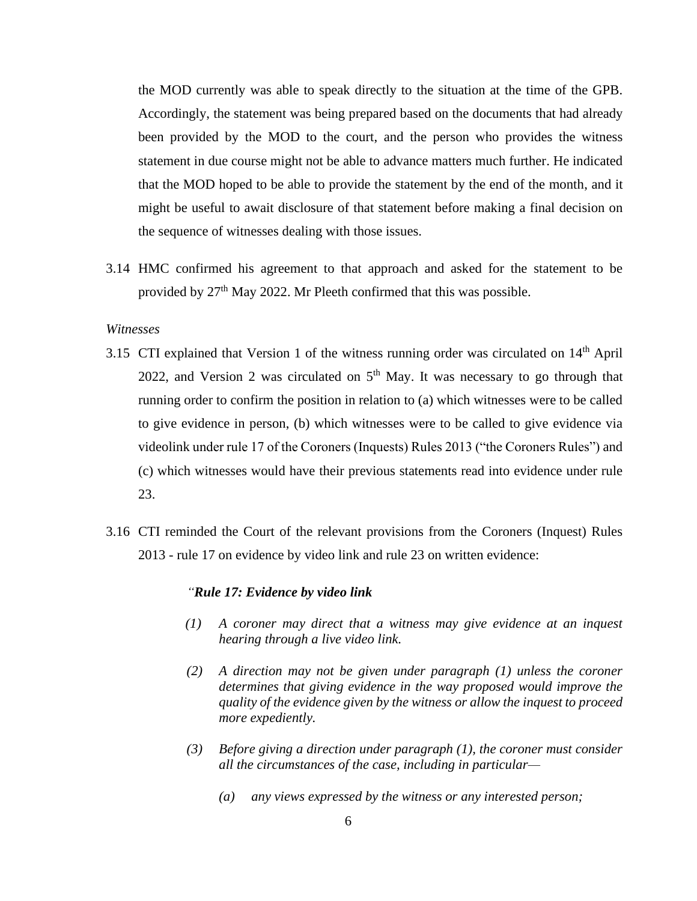the MOD currently was able to speak directly to the situation at the time of the GPB. Accordingly, the statement was being prepared based on the documents that had already been provided by the MOD to the court, and the person who provides the witness statement in due course might not be able to advance matters much further. He indicated that the MOD hoped to be able to provide the statement by the end of the month, and it might be useful to await disclosure of that statement before making a final decision on the sequence of witnesses dealing with those issues.

3.14 HMC confirmed his agreement to that approach and asked for the statement to be provided by 27th May 2022. Mr Pleeth confirmed that this was possible.

*Witnesses*

3.15 CTI explained that Version 1 of the witness running order was circulated on 14th April 2022, and Version 2 was circulated on 5th May. It was necessary to go through that running order to confirm the position in relation to (a) which witnesses were to be called to give evidence in person, (b) which witnesses were to be called to give evidence via videolink under rule 17 of the Coroners (Inquests) Rules 2013 ("the Coroners Rules") and (c) which witnesses would have their previous statements read into evidence under rule 23.

3.16 CTI reminded the Court of the relevant provisions from the Coroners (Inquest) Rules 2013 - rule 17 on evidence by video link and rule 23 on written evidence:

> *"**Rule 17: Evidence by video link***
>
> *(1) A coroner may direct that a witness may give evidence at an inquest hearing through a live video link.*
>
> *(2) A direction may not be given under paragraph (1) unless the coroner determines that giving evidence in the way proposed would improve the quality of the evidence given by the witness or allow the inquest to proceed more expediently.*
>
> *(3) Before giving a direction under paragraph (1), the coroner must consider all the circumstances of the case, including in particular—*
>
> > *(a) any views expressed by the witness or any interested person;*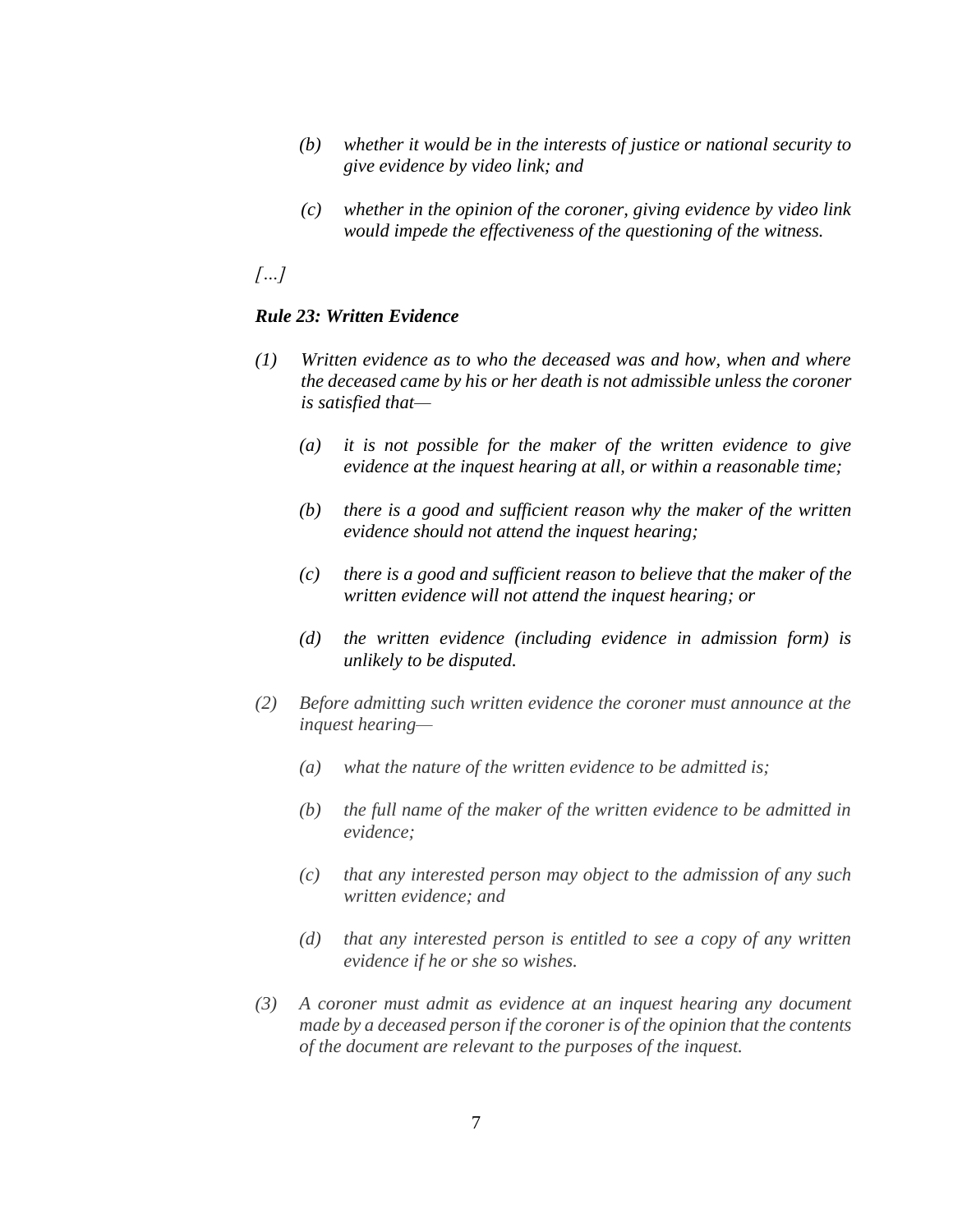*(b) whether it would be in the interests of justice or national security to give evidence by video link; and*

*(c) whether in the opinion of the coroner, giving evidence by video link would impede the effectiveness of the questioning of the witness.*

*[…]*

***Rule 23: Written Evidence***

*(1) Written evidence as to who the deceased was and how, when and where the deceased came by his or her death is not admissible unless the coroner is satisfied that—*

*(a) it is not possible for the maker of the written evidence to give evidence at the inquest hearing at all, or within a reasonable time;*

*(b) there is a good and sufficient reason why the maker of the written evidence should not attend the inquest hearing;*

*(c) there is a good and sufficient reason to believe that the maker of the written evidence will not attend the inquest hearing; or*

*(d) the written evidence (including evidence in admission form) is unlikely to be disputed.*

*(2) Before admitting such written evidence the coroner must announce at the inquest hearing—*

*(a) what the nature of the written evidence to be admitted is;*

*(b) the full name of the maker of the written evidence to be admitted in evidence;*

*(c) that any interested person may object to the admission of any such written evidence; and*

*(d) that any interested person is entitled to see a copy of any written evidence if he or she so wishes.*

*(3) A coroner must admit as evidence at an inquest hearing any document made by a deceased person if the coroner is of the opinion that the contents of the document are relevant to the purposes of the inquest.*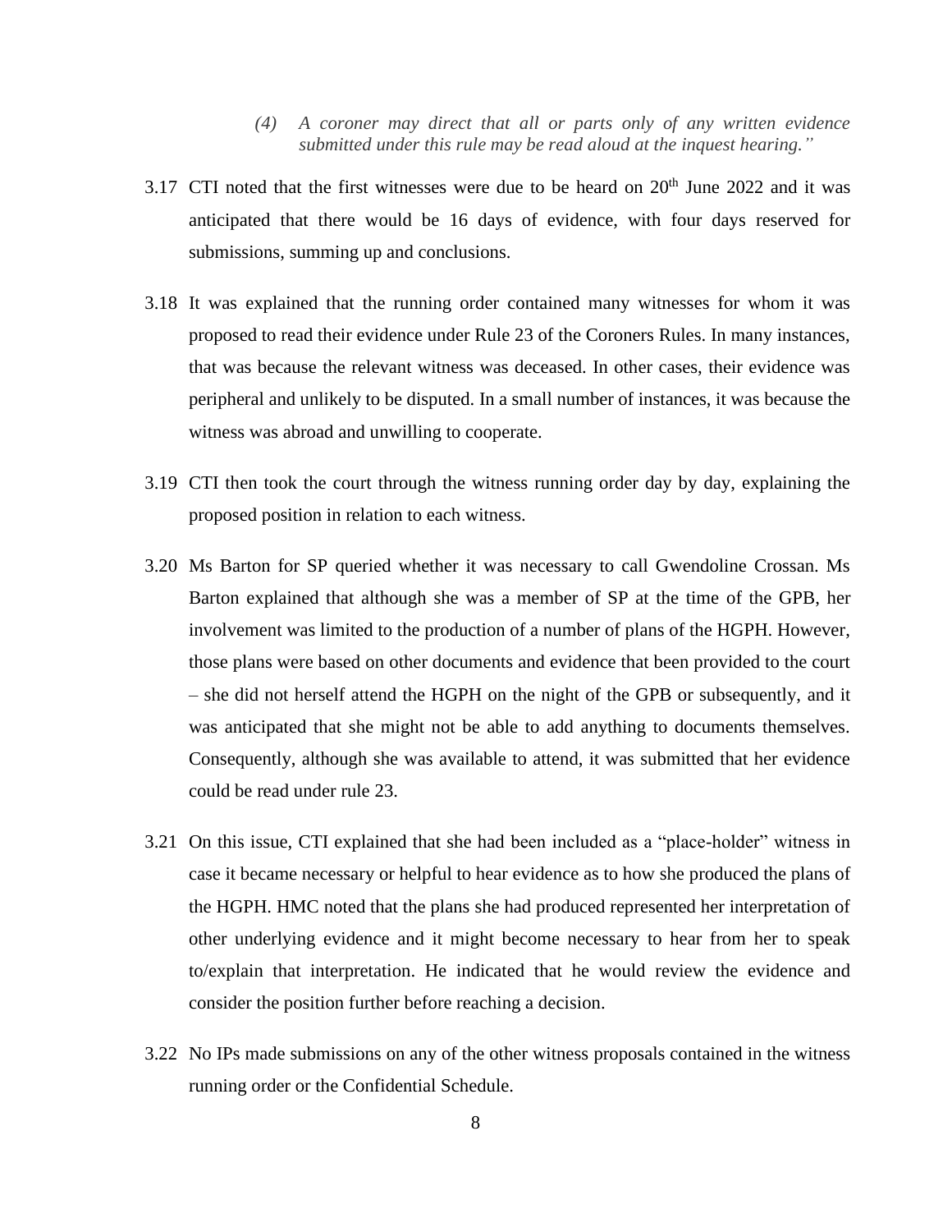> *(4) A coroner may direct that all or parts only of any written evidence submitted under this rule may be read aloud at the inquest hearing."*

3.17 CTI noted that the first witnesses were due to be heard on 20th June 2022 and it was anticipated that there would be 16 days of evidence, with four days reserved for submissions, summing up and conclusions.

3.18 It was explained that the running order contained many witnesses for whom it was proposed to read their evidence under Rule 23 of the Coroners Rules. In many instances, that was because the relevant witness was deceased. In other cases, their evidence was peripheral and unlikely to be disputed. In a small number of instances, it was because the witness was abroad and unwilling to cooperate.

3.19 CTI then took the court through the witness running order day by day, explaining the proposed position in relation to each witness.

3.20 Ms Barton for SP queried whether it was necessary to call Gwendoline Crossan. Ms Barton explained that although she was a member of SP at the time of the GPB, her involvement was limited to the production of a number of plans of the HGPH. However, those plans were based on other documents and evidence that been provided to the court – she did not herself attend the HGPH on the night of the GPB or subsequently, and it was anticipated that she might not be able to add anything to documents themselves. Consequently, although she was available to attend, it was submitted that her evidence could be read under rule 23.

3.21 On this issue, CTI explained that she had been included as a "place-holder" witness in case it became necessary or helpful to hear evidence as to how she produced the plans of the HGPH. HMC noted that the plans she had produced represented her interpretation of other underlying evidence and it might become necessary to hear from her to speak to/explain that interpretation. He indicated that he would review the evidence and consider the position further before reaching a decision.

3.22 No IPs made submissions on any of the other witness proposals contained in the witness running order or the Confidential Schedule.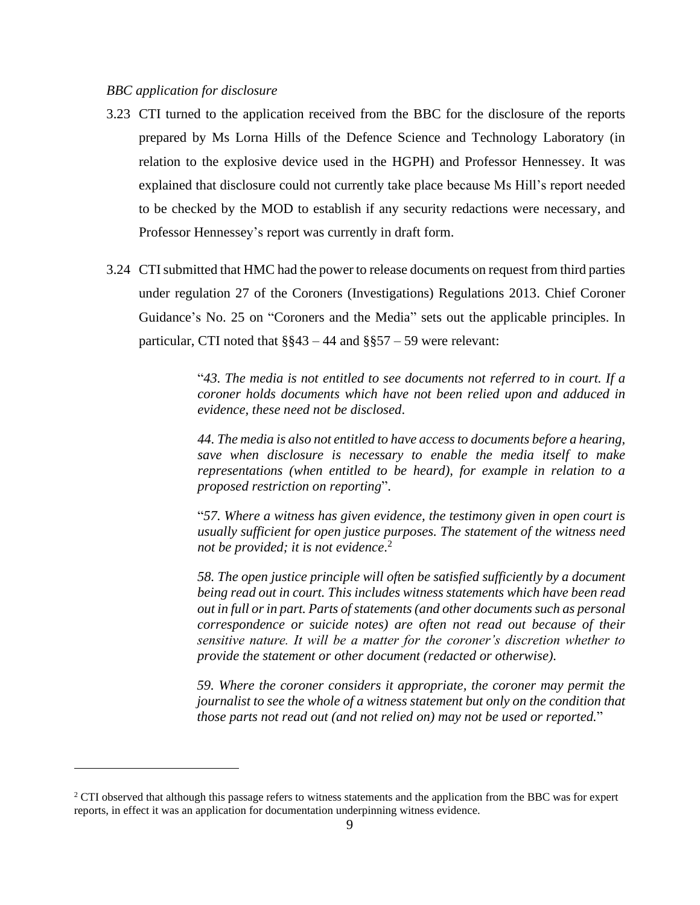*BBC application for disclosure*

3.23 CTI turned to the application received from the BBC for the disclosure of the reports prepared by Ms Lorna Hills of the Defence Science and Technology Laboratory (in relation to the explosive device used in the HGPH) and Professor Hennessey. It was explained that disclosure could not currently take place because Ms Hill's report needed to be checked by the MOD to establish if any security redactions were necessary, and Professor Hennessey's report was currently in draft form.

3.24 CTI submitted that HMC had the power to release documents on request from third parties under regulation 27 of the Coroners (Investigations) Regulations 2013. Chief Coroner Guidance's No. 25 on "Coroners and the Media" sets out the applicable principles. In particular, CTI noted that §§43 – 44 and §§57 – 59 were relevant:

> "*43. The media is not entitled to see documents not referred to in court. If a coroner holds documents which have not been relied upon and adduced in evidence, these need not be disclosed*.
>
> *44. The media is also not entitled to have access to documents before a hearing, save when disclosure is necessary to enable the media itself to make representations (when entitled to be heard), for example in relation to a proposed restriction on reporting*".
>
> "*57. Where a witness has given evidence, the testimony given in open court is usually sufficient for open justice purposes. The statement of the witness need not be provided; it is not evidence*.[2]
>
> *58. The open justice principle will often be satisfied sufficiently by a document being read out in court. This includes witness statements which have been read out in full or in part. Parts of statements (and other documents such as personal correspondence or suicide notes) are often not read out because of their sensitive nature. It will be a matter for the coroner's discretion whether to provide the statement or other document (redacted or otherwise).*
>
> *59. Where the coroner considers it appropriate, the coroner may permit the journalist to see the whole of a witness statement but only on the condition that those parts not read out (and not relied on) may not be used or reported.*"

---

[2] CTI observed that although this passage refers to witness statements and the application from the BBC was for expert reports, in effect it was an application for documentation underpinning witness evidence.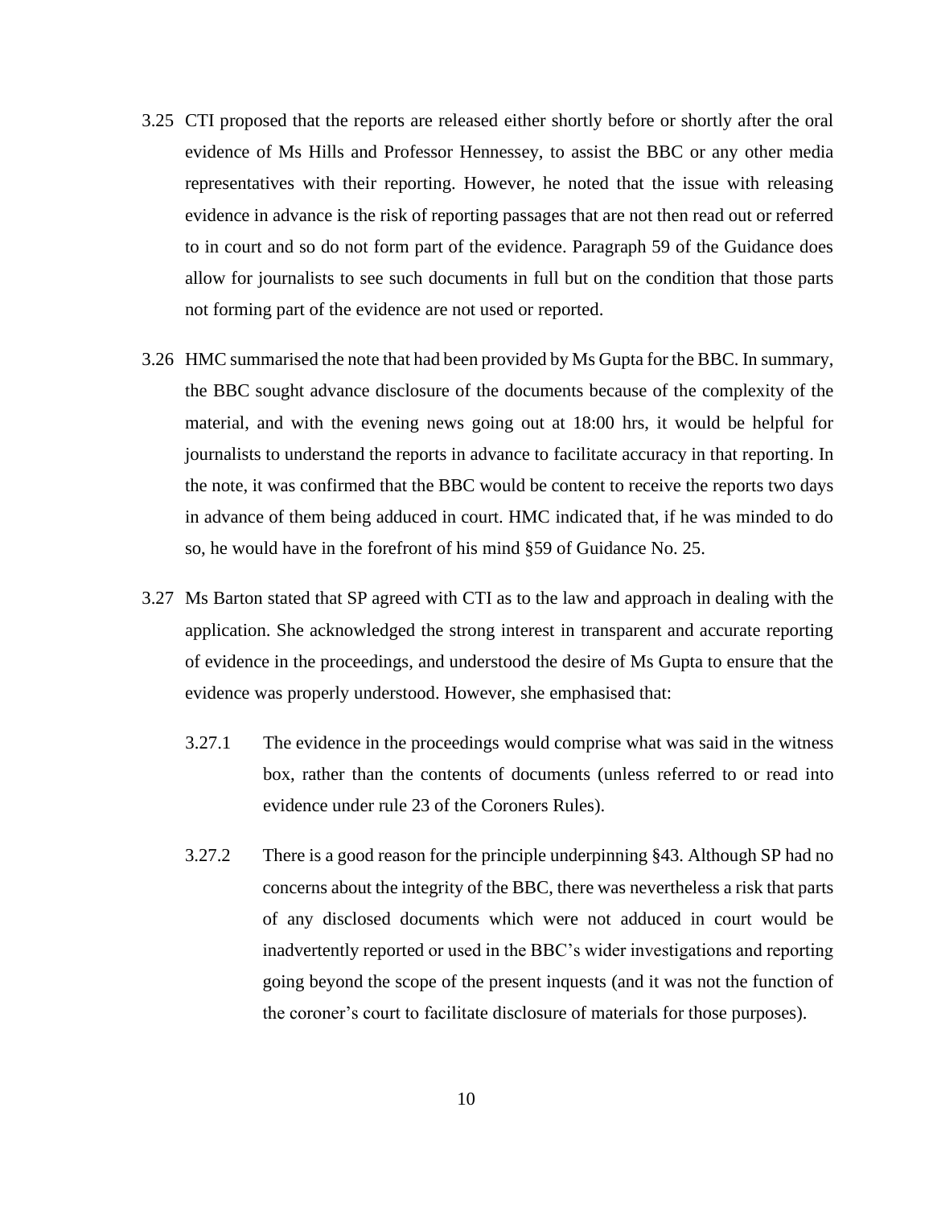3.25 CTI proposed that the reports are released either shortly before or shortly after the oral evidence of Ms Hills and Professor Hennessey, to assist the BBC or any other media representatives with their reporting. However, he noted that the issue with releasing evidence in advance is the risk of reporting passages that are not then read out or referred to in court and so do not form part of the evidence. Paragraph 59 of the Guidance does allow for journalists to see such documents in full but on the condition that those parts not forming part of the evidence are not used or reported.

3.26 HMC summarised the note that had been provided by Ms Gupta for the BBC. In summary, the BBC sought advance disclosure of the documents because of the complexity of the material, and with the evening news going out at 18:00 hrs, it would be helpful for journalists to understand the reports in advance to facilitate accuracy in that reporting. In the note, it was confirmed that the BBC would be content to receive the reports two days in advance of them being adduced in court. HMC indicated that, if he was minded to do so, he would have in the forefront of his mind §59 of Guidance No. 25.

3.27 Ms Barton stated that SP agreed with CTI as to the law and approach in dealing with the application. She acknowledged the strong interest in transparent and accurate reporting of evidence in the proceedings, and understood the desire of Ms Gupta to ensure that the evidence was properly understood. However, she emphasised that:

3.27.1 The evidence in the proceedings would comprise what was said in the witness box, rather than the contents of documents (unless referred to or read into evidence under rule 23 of the Coroners Rules).

3.27.2 There is a good reason for the principle underpinning §43. Although SP had no concerns about the integrity of the BBC, there was nevertheless a risk that parts of any disclosed documents which were not adduced in court would be inadvertently reported or used in the BBC's wider investigations and reporting going beyond the scope of the present inquests (and it was not the function of the coroner's court to facilitate disclosure of materials for those purposes).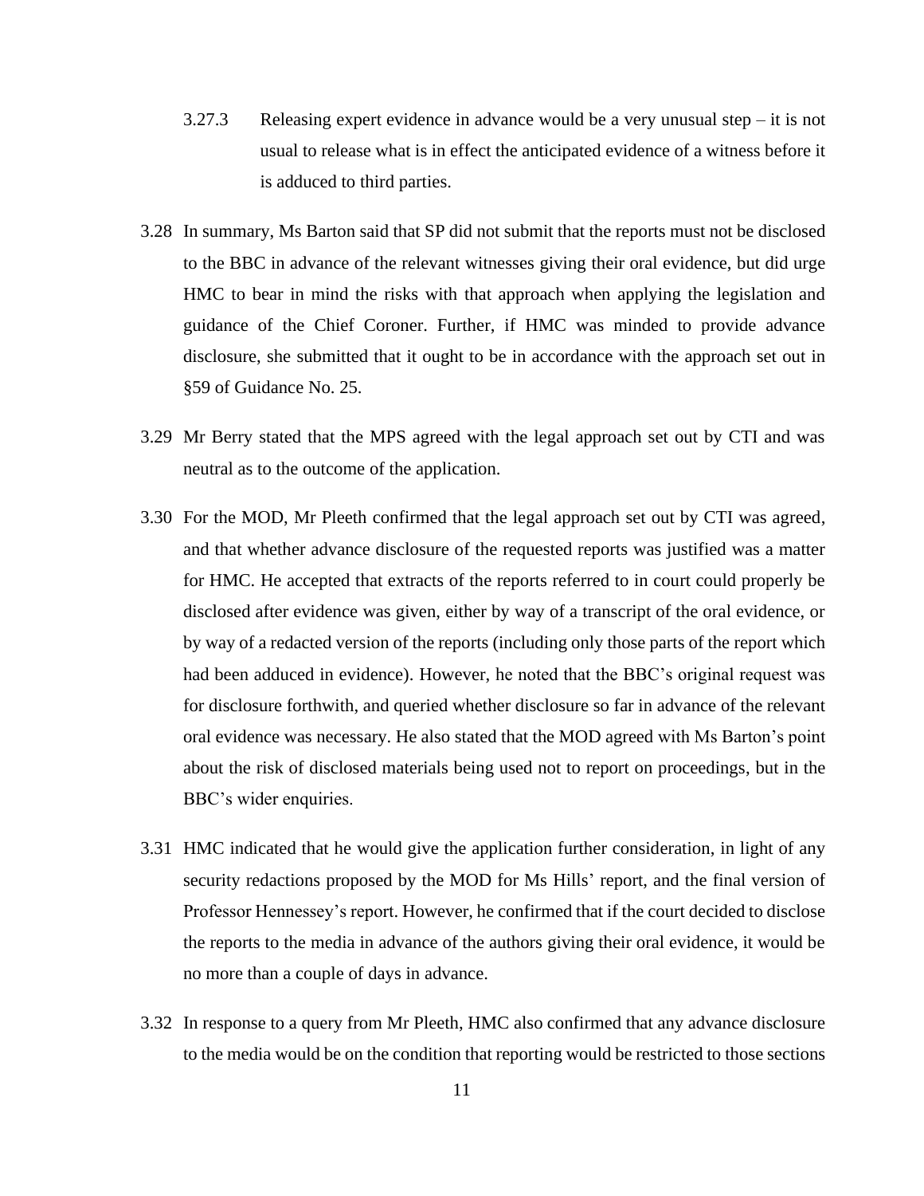3.27.3 Releasing expert evidence in advance would be a very unusual step – it is not usual to release what is in effect the anticipated evidence of a witness before it is adduced to third parties.

3.28 In summary, Ms Barton said that SP did not submit that the reports must not be disclosed to the BBC in advance of the relevant witnesses giving their oral evidence, but did urge HMC to bear in mind the risks with that approach when applying the legislation and guidance of the Chief Coroner. Further, if HMC was minded to provide advance disclosure, she submitted that it ought to be in accordance with the approach set out in §59 of Guidance No. 25.

3.29 Mr Berry stated that the MPS agreed with the legal approach set out by CTI and was neutral as to the outcome of the application.

3.30 For the MOD, Mr Pleeth confirmed that the legal approach set out by CTI was agreed, and that whether advance disclosure of the requested reports was justified was a matter for HMC. He accepted that extracts of the reports referred to in court could properly be disclosed after evidence was given, either by way of a transcript of the oral evidence, or by way of a redacted version of the reports (including only those parts of the report which had been adduced in evidence). However, he noted that the BBC's original request was for disclosure forthwith, and queried whether disclosure so far in advance of the relevant oral evidence was necessary. He also stated that the MOD agreed with Ms Barton's point about the risk of disclosed materials being used not to report on proceedings, but in the BBC's wider enquiries.

3.31 HMC indicated that he would give the application further consideration, in light of any security redactions proposed by the MOD for Ms Hills' report, and the final version of Professor Hennessey's report. However, he confirmed that if the court decided to disclose the reports to the media in advance of the authors giving their oral evidence, it would be no more than a couple of days in advance.

3.32 In response to a query from Mr Pleeth, HMC also confirmed that any advance disclosure to the media would be on the condition that reporting would be restricted to those sections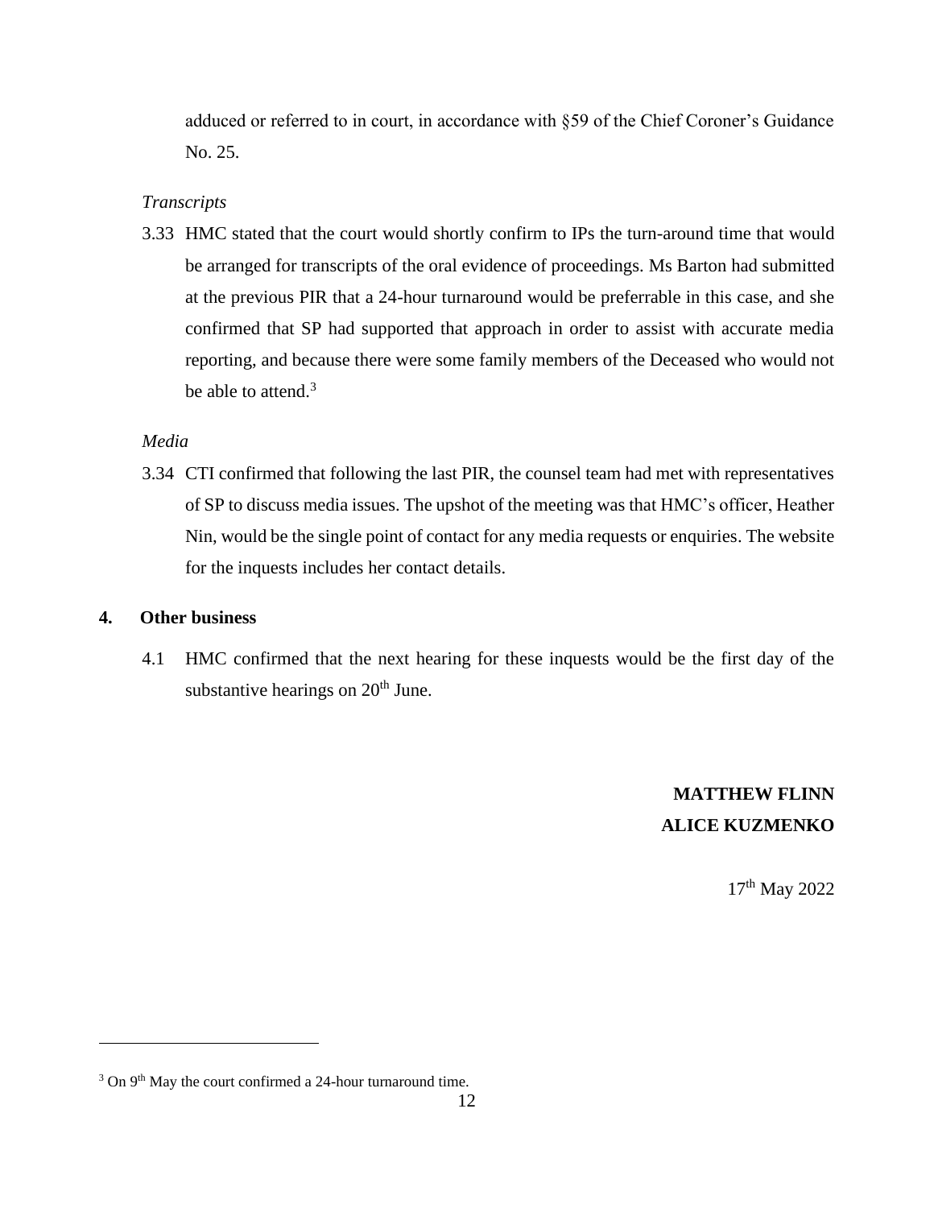adduced or referred to in court, in accordance with §59 of the Chief Coroner's Guidance No. 25.

*Transcripts*

3.33 HMC stated that the court would shortly confirm to IPs the turn-around time that would be arranged for transcripts of the oral evidence of proceedings. Ms Barton had submitted at the previous PIR that a 24-hour turnaround would be preferrable in this case, and she confirmed that SP had supported that approach in order to assist with accurate media reporting, and because there were some family members of the Deceased who would not be able to attend.[3]

*Media*

3.34 CTI confirmed that following the last PIR, the counsel team had met with representatives of SP to discuss media issues. The upshot of the meeting was that HMC's officer, Heather Nin, would be the single point of contact for any media requests or enquiries. The website for the inquests includes her contact details.

## 4. Other business

4.1 HMC confirmed that the next hearing for these inquests would be the first day of the substantive hearings on 20th June.

**MATTHEW FLINN**
**ALICE KUZMENKO**

17th May 2022

[3] On 9th May the court confirmed a 24-hour turnaround time.